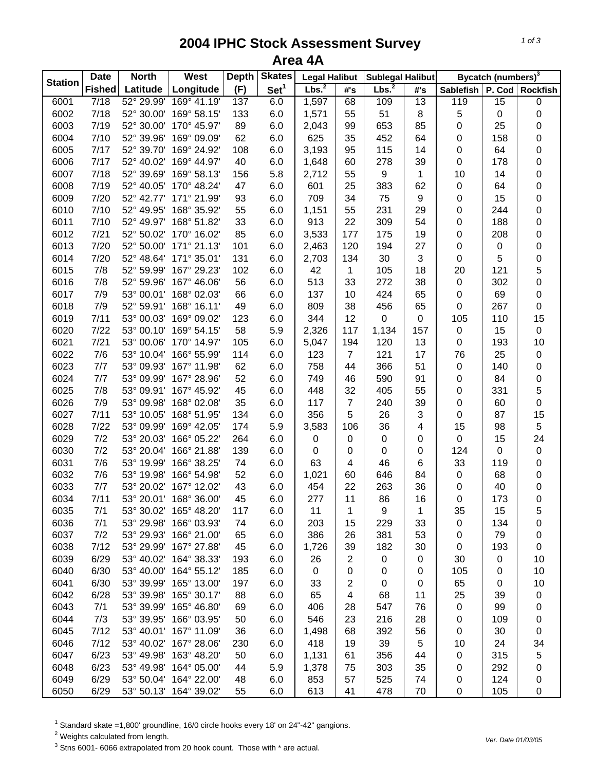# 2004 IPHC Stock Assessment Survey
## Area 4A

| Station | Date | North | West | Depth | Skates | Legal Halibut | | Sublegal Halibut | | Bycatch (numbers)[3] | | |
|---|---|---|---|---|---|---|---|---|---|---|---|---|
| | Fished | Latitude | Longitude | (F) | Set[1] | Lbs.[2] | #'s | Lbs.[2] | #'s | Sablefish | P. Cod | Rockfish |
| 6001 | 7/18 | 52° 29.99' | 169° 41.19' | 137 | 6.0 | 1,597 | 68 | 109 | 13 | 119 | 15 | 0 |
| 6002 | 7/18 | 52° 30.00' | 169° 58.15' | 133 | 6.0 | 1,571 | 55 | 51 | 8 | 5 | 0 | 0 |
| 6003 | 7/19 | 52° 30.00' | 170° 45.97' | 89 | 6.0 | 2,043 | 99 | 653 | 85 | 0 | 25 | 0 |
| 6004 | 7/10 | 52° 39.96' | 169° 09.09' | 62 | 6.0 | 625 | 35 | 452 | 64 | 0 | 158 | 0 |
| 6005 | 7/17 | 52° 39.70' | 169° 24.92' | 108 | 6.0 | 3,193 | 95 | 115 | 14 | 0 | 64 | 0 |
| 6006 | 7/17 | 52° 40.02' | 169° 44.97' | 40 | 6.0 | 1,648 | 60 | 278 | 39 | 0 | 178 | 0 |
| 6007 | 7/18 | 52° 39.69' | 169° 58.13' | 156 | 5.8 | 2,712 | 55 | 9 | 1 | 10 | 14 | 0 |
| 6008 | 7/19 | 52° 40.05' | 170° 48.24' | 47 | 6.0 | 601 | 25 | 383 | 62 | 0 | 64 | 0 |
| 6009 | 7/20 | 52° 42.77' | 171° 21.99' | 93 | 6.0 | 709 | 34 | 75 | 9 | 0 | 15 | 0 |
| 6010 | 7/10 | 52° 49.95' | 168° 35.92' | 55 | 6.0 | 1,151 | 55 | 231 | 29 | 0 | 244 | 0 |
| 6011 | 7/10 | 52° 49.97' | 168° 51.82' | 33 | 6.0 | 913 | 22 | 309 | 54 | 0 | 188 | 0 |
| 6012 | 7/21 | 52° 50.02' | 170° 16.02' | 85 | 6.0 | 3,533 | 177 | 175 | 19 | 0 | 208 | 0 |
| 6013 | 7/20 | 52° 50.00' | 171° 21.13' | 101 | 6.0 | 2,463 | 120 | 194 | 27 | 0 | 0 | 0 |
| 6014 | 7/20 | 52° 48.64' | 171° 35.01' | 131 | 6.0 | 2,703 | 134 | 30 | 3 | 0 | 5 | 0 |
| 6015 | 7/8 | 52° 59.99' | 167° 29.23' | 102 | 6.0 | 42 | 1 | 105 | 18 | 20 | 121 | 5 |
| 6016 | 7/8 | 52° 59.96' | 167° 46.06' | 56 | 6.0 | 513 | 33 | 272 | 38 | 0 | 302 | 0 |
| 6017 | 7/9 | 53° 00.01' | 168° 02.03' | 66 | 6.0 | 137 | 10 | 424 | 65 | 0 | 69 | 0 |
| 6018 | 7/9 | 52° 59.91' | 168° 16.11' | 49 | 6.0 | 809 | 38 | 456 | 65 | 0 | 267 | 0 |
| 6019 | 7/11 | 53° 00.03' | 169° 09.02' | 123 | 6.0 | 344 | 12 | 0 | 0 | 105 | 110 | 15 |
| 6020 | 7/22 | 53° 00.10' | 169° 54.15' | 58 | 5.9 | 2,326 | 117 | 1,134 | 157 | 0 | 15 | 0 |
| 6021 | 7/21 | 53° 00.06' | 170° 14.97' | 105 | 6.0 | 5,047 | 194 | 120 | 13 | 0 | 193 | 10 |
| 6022 | 7/6 | 53° 10.04' | 166° 55.99' | 114 | 6.0 | 123 | 7 | 121 | 17 | 76 | 25 | 0 |
| 6023 | 7/7 | 53° 09.93' | 167° 11.98' | 62 | 6.0 | 758 | 44 | 366 | 51 | 0 | 140 | 0 |
| 6024 | 7/7 | 53° 09.99' | 167° 28.96' | 52 | 6.0 | 749 | 46 | 590 | 91 | 0 | 84 | 0 |
| 6025 | 7/8 | 53° 09.91' | 167° 45.92' | 45 | 6.0 | 448 | 32 | 405 | 55 | 0 | 331 | 5 |
| 6026 | 7/9 | 53° 09.98' | 168° 02.08' | 35 | 6.0 | 117 | 7 | 240 | 39 | 0 | 60 | 0 |
| 6027 | 7/11 | 53° 10.05' | 168° 51.95' | 134 | 6.0 | 356 | 5 | 26 | 3 | 0 | 87 | 15 |
| 6028 | 7/22 | 53° 09.99' | 169° 42.05' | 174 | 5.9 | 3,583 | 106 | 36 | 4 | 15 | 98 | 5 |
| 6029 | 7/2 | 53° 20.03' | 166° 05.22' | 264 | 6.0 | 0 | 0 | 0 | 0 | 0 | 15 | 24 |
| 6030 | 7/2 | 53° 20.04' | 166° 21.88' | 139 | 6.0 | 0 | 0 | 0 | 0 | 124 | 0 | 0 |
| 6031 | 7/6 | 53° 19.99' | 166° 38.25' | 74 | 6.0 | 63 | 4 | 46 | 6 | 33 | 119 | 0 |
| 6032 | 7/6 | 53° 19.98' | 166° 54.98' | 52 | 6.0 | 1,021 | 60 | 646 | 84 | 0 | 68 | 0 |
| 6033 | 7/7 | 53° 20.02' | 167° 12.02' | 43 | 6.0 | 454 | 22 | 263 | 36 | 0 | 40 | 0 |
| 6034 | 7/11 | 53° 20.01' | 168° 36.00' | 45 | 6.0 | 277 | 11 | 86 | 16 | 0 | 173 | 0 |
| 6035 | 7/1 | 53° 30.02' | 165° 48.20' | 117 | 6.0 | 11 | 1 | 9 | 1 | 35 | 15 | 5 |
| 6036 | 7/1 | 53° 29.98' | 166° 03.93' | 74 | 6.0 | 203 | 15 | 229 | 33 | 0 | 134 | 0 |
| 6037 | 7/2 | 53° 29.93' | 166° 21.00' | 65 | 6.0 | 386 | 26 | 381 | 53 | 0 | 79 | 0 |
| 6038 | 7/12 | 53° 29.99' | 167° 27.88' | 45 | 6.0 | 1,726 | 39 | 182 | 30 | 0 | 193 | 0 |
| 6039 | 6/29 | 53° 40.02' | 164° 38.33' | 193 | 6.0 | 26 | 2 | 0 | 0 | 30 | 0 | 10 |
| 6040 | 6/30 | 53° 40.00' | 164° 55.12' | 185 | 6.0 | 0 | 0 | 0 | 0 | 105 | 0 | 10 |
| 6041 | 6/30 | 53° 39.99' | 165° 13.00' | 197 | 6.0 | 33 | 2 | 0 | 0 | 65 | 0 | 10 |
| 6042 | 6/28 | 53° 39.98' | 165° 30.17' | 88 | 6.0 | 65 | 4 | 68 | 11 | 25 | 39 | 0 |
| 6043 | 7/1 | 53° 39.99' | 165° 46.80' | 69 | 6.0 | 406 | 28 | 547 | 76 | 0 | 99 | 0 |
| 6044 | 7/3 | 53° 39.95' | 166° 03.95' | 50 | 6.0 | 546 | 23 | 216 | 28 | 0 | 109 | 0 |
| 6045 | 7/12 | 53° 40.01' | 167° 11.09' | 36 | 6.0 | 1,498 | 68 | 392 | 56 | 0 | 30 | 0 |
| 6046 | 7/12 | 53° 40.02' | 167° 28.06' | 230 | 6.0 | 418 | 19 | 39 | 5 | 10 | 24 | 34 |
| 6047 | 6/23 | 53° 49.98' | 163° 48.20' | 50 | 6.0 | 1,131 | 61 | 356 | 44 | 0 | 315 | 5 |
| 6048 | 6/23 | 53° 49.98' | 164° 05.00' | 44 | 5.9 | 1,378 | 75 | 303 | 35 | 0 | 292 | 0 |
| 6049 | 6/29 | 53° 50.04' | 164° 22.00' | 48 | 6.0 | 853 | 57 | 525 | 74 | 0 | 124 | 0 |
| 6050 | 6/29 | 53° 50.13' | 164° 39.02' | 55 | 6.0 | 613 | 41 | 478 | 70 | 0 | 105 | 0 |

[1] Standard skate =1,800' groundline, 16/0 circle hooks every 18' on 24"-42" gangions.

[2] Weights calculated from length.

[3] Stns 6001- 6066 extrapolated from 20 hook count. Those with * are actual.

*Ver. Date 01/03/05*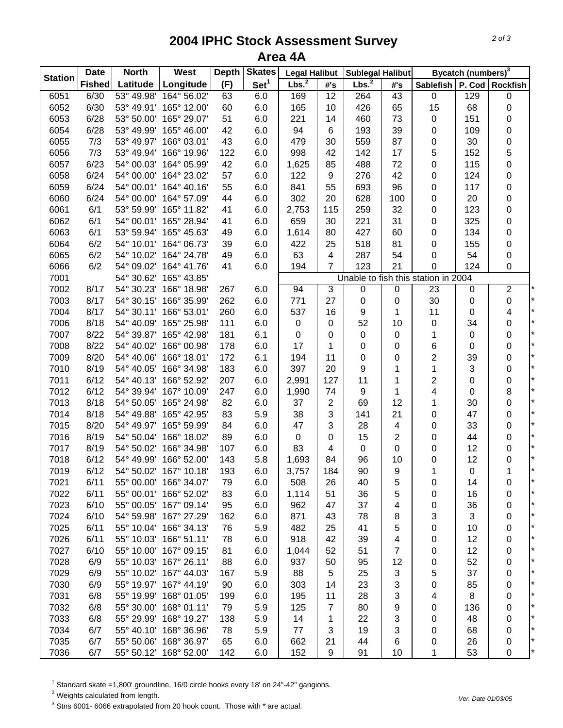# 2004 IPHC Stock Assessment Survey
## Area 4A

| Station | Date Fished | North Latitude | West Longitude | Depth (F) | Skates Set[1] | Legal Halibut Lbs.[2] | Legal Halibut #'s | Sublegal Halibut Lbs.[2] | Sublegal Halibut #'s | Bycatch (numbers)[3] Sablefish | P. Cod | Rockfish | |
|---|---|---|---|---|---|---|---|---|---|---|---|---|---|
| 6051 | 6/30 | 53° 49.98' | 164° 56.02' | 63 | 6.0 | 169 | 12 | 264 | 43 | 0 | 129 | 0 | |
| 6052 | 6/30 | 53° 49.91' | 165° 12.00' | 60 | 6.0 | 165 | 10 | 426 | 65 | 15 | 68 | 0 | |
| 6053 | 6/28 | 53° 50.00' | 165° 29.07' | 51 | 6.0 | 221 | 14 | 460 | 73 | 0 | 151 | 0 | |
| 6054 | 6/28 | 53° 49.99' | 165° 46.00' | 42 | 6.0 | 94 | 6 | 193 | 39 | 0 | 109 | 0 | |
| 6055 | 7/3 | 53° 49.97' | 166° 03.01' | 43 | 6.0 | 479 | 30 | 559 | 87 | 0 | 30 | 0 | |
| 6056 | 7/3 | 53° 49.94' | 166° 19.96' | 122 | 6.0 | 998 | 42 | 142 | 17 | 5 | 152 | 5 | |
| 6057 | 6/23 | 54° 00.03' | 164° 05.99' | 42 | 6.0 | 1,625 | 85 | 488 | 72 | 0 | 115 | 0 | |
| 6058 | 6/24 | 54° 00.00' | 164° 23.02' | 57 | 6.0 | 122 | 9 | 276 | 42 | 0 | 124 | 0 | |
| 6059 | 6/24 | 54° 00.01' | 164° 40.16' | 55 | 6.0 | 841 | 55 | 693 | 96 | 0 | 117 | 0 | |
| 6060 | 6/24 | 54° 00.00' | 164° 57.09' | 44 | 6.0 | 302 | 20 | 628 | 100 | 0 | 20 | 0 | |
| 6061 | 6/1 | 53° 59.99' | 165° 11.82' | 41 | 6.0 | 2,753 | 115 | 259 | 32 | 0 | 123 | 0 | |
| 6062 | 6/1 | 54° 00.01' | 165° 28.94' | 41 | 6.0 | 659 | 30 | 221 | 31 | 0 | 325 | 0 | |
| 6063 | 6/1 | 53° 59.94' | 165° 45.63' | 49 | 6.0 | 1,614 | 80 | 427 | 60 | 0 | 134 | 0 | |
| 6064 | 6/2 | 54° 10.01' | 164° 06.73' | 39 | 6.0 | 422 | 25 | 518 | 81 | 0 | 155 | 0 | |
| 6065 | 6/2 | 54° 10.02' | 164° 24.78' | 49 | 6.0 | 63 | 4 | 287 | 54 | 0 | 54 | 0 | |
| 6066 | 6/2 | 54° 09.02' | 164° 41.76' | 41 | 6.0 | 194 | 7 | 123 | 21 | 0 | 124 | 0 | |
| 7001 | | 54° 30.62' | 165° 43.85' | | | Unable to fish this station in 2004 | | | | | | | |
| 7002 | 8/17 | 54° 30.23' | 166° 18.98' | 267 | 6.0 | 94 | 3 | 0 | 0 | 23 | 0 | 2 | * |
| 7003 | 8/17 | 54° 30.15' | 166° 35.99' | 262 | 6.0 | 771 | 27 | 0 | 0 | 30 | 0 | 0 | * |
| 7004 | 8/17 | 54° 30.11' | 166° 53.01' | 260 | 6.0 | 537 | 16 | 9 | 1 | 11 | 0 | 4 | * |
| 7006 | 8/18 | 54° 40.09' | 165° 25.98' | 111 | 6.0 | 0 | 0 | 52 | 10 | 0 | 34 | 0 | * |
| 7007 | 8/22 | 54° 39.87' | 165° 42.98' | 181 | 6.1 | 0 | 0 | 0 | 0 | 1 | 0 | 0 | * |
| 7008 | 8/22 | 54° 40.02' | 166° 00.98' | 178 | 6.0 | 17 | 1 | 0 | 0 | 6 | 0 | 0 | * |
| 7009 | 8/20 | 54° 40.06' | 166° 18.01' | 172 | 6.1 | 194 | 11 | 0 | 0 | 2 | 39 | 0 | * |
| 7010 | 8/19 | 54° 40.05' | 166° 34.98' | 183 | 6.0 | 397 | 20 | 9 | 1 | 1 | 3 | 0 | * |
| 7011 | 6/12 | 54° 40.13' | 166° 52.92' | 207 | 6.0 | 2,991 | 127 | 11 | 1 | 2 | 0 | 0 | * |
| 7012 | 6/12 | 54° 39.94' | 167° 10.09' | 247 | 6.0 | 1,990 | 74 | 9 | 1 | 4 | 0 | 8 | * |
| 7013 | 8/18 | 54° 50.05' | 165° 24.98' | 82 | 6.0 | 37 | 2 | 69 | 12 | 1 | 30 | 0 | * |
| 7014 | 8/18 | 54° 49.88' | 165° 42.95' | 83 | 5.9 | 38 | 3 | 141 | 21 | 0 | 47 | 0 | * |
| 7015 | 8/20 | 54° 49.97' | 165° 59.99' | 84 | 6.0 | 47 | 3 | 28 | 4 | 0 | 33 | 0 | * |
| 7016 | 8/19 | 54° 50.04' | 166° 18.02' | 89 | 6.0 | 0 | 0 | 15 | 2 | 0 | 44 | 0 | * |
| 7017 | 8/19 | 54° 50.02' | 166° 34.98' | 107 | 6.0 | 83 | 4 | 0 | 0 | 0 | 12 | 0 | * |
| 7018 | 6/12 | 54° 49.99' | 166° 52.00' | 143 | 5.8 | 1,693 | 84 | 96 | 10 | 0 | 12 | 0 | * |
| 7019 | 6/12 | 54° 50.02' | 167° 10.18' | 193 | 6.0 | 3,757 | 184 | 90 | 9 | 1 | 0 | 1 | * |
| 7021 | 6/11 | 55° 00.00' | 166° 34.07' | 79 | 6.0 | 508 | 26 | 40 | 5 | 0 | 14 | 0 | * |
| 7022 | 6/11 | 55° 00.01' | 166° 52.02' | 83 | 6.0 | 1,114 | 51 | 36 | 5 | 0 | 16 | 0 | * |
| 7023 | 6/10 | 55° 00.05' | 167° 09.14' | 95 | 6.0 | 962 | 47 | 37 | 4 | 0 | 36 | 0 | * |
| 7024 | 6/10 | 54° 59.98' | 167° 27.29' | 162 | 6.0 | 871 | 43 | 78 | 8 | 3 | 3 | 0 | * |
| 7025 | 6/11 | 55° 10.04' | 166° 34.13' | 76 | 5.9 | 482 | 25 | 41 | 5 | 0 | 10 | 0 | * |
| 7026 | 6/11 | 55° 10.03' | 166° 51.11' | 78 | 6.0 | 918 | 42 | 39 | 4 | 0 | 12 | 0 | * |
| 7027 | 6/10 | 55° 10.00' | 167° 09.15' | 81 | 6.0 | 1,044 | 52 | 51 | 7 | 0 | 12 | 0 | * |
| 7028 | 6/9 | 55° 10.03' | 167° 26.11' | 88 | 6.0 | 937 | 50 | 95 | 12 | 0 | 52 | 0 | * |
| 7029 | 6/9 | 55° 10.02' | 167° 44.03' | 167 | 5.9 | 88 | 5 | 25 | 3 | 5 | 37 | 0 | * |
| 7030 | 6/9 | 55° 19.97' | 167° 44.19' | 90 | 6.0 | 303 | 14 | 23 | 3 | 0 | 85 | 0 | * |
| 7031 | 6/8 | 55° 19.99' | 168° 01.05' | 199 | 6.0 | 195 | 11 | 28 | 3 | 4 | 8 | 0 | * |
| 7032 | 6/8 | 55° 30.00' | 168° 01.11' | 79 | 5.9 | 125 | 7 | 80 | 9 | 0 | 136 | 0 | * |
| 7033 | 6/8 | 55° 29.99' | 168° 19.27' | 138 | 5.9 | 14 | 1 | 22 | 3 | 0 | 48 | 0 | * |
| 7034 | 6/7 | 55° 40.10' | 168° 36.96' | 78 | 5.9 | 77 | 3 | 19 | 3 | 0 | 68 | 0 | * |
| 7035 | 6/7 | 55° 50.06' | 168° 36.97' | 65 | 6.0 | 662 | 21 | 44 | 6 | 0 | 26 | 0 | * |
| 7036 | 6/7 | 55° 50.12' | 168° 52.00' | 142 | 6.0 | 152 | 9 | 91 | 10 | 1 | 53 | 0 | * |

[1] Standard skate =1,800' groundline, 16/0 circle hooks every 18' on 24"-42" gangions.
[2] Weights calculated from length.
[3] Stns 6001- 6066 extrapolated from 20 hook count. Those with * are actual.

*Ver. Date 01/03/05*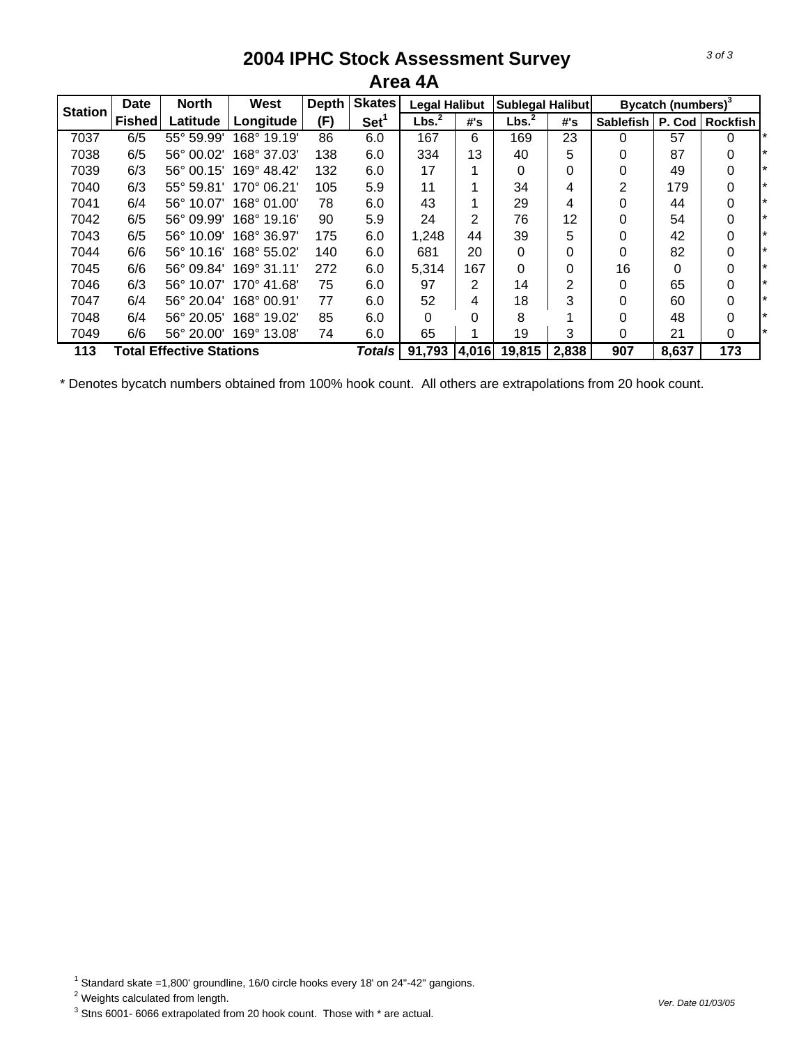# 2004 IPHC Stock Assessment Survey

## Area 4A

| Station | Date | North | West | Depth | Skates | Legal Halibut | | Sublegal Halibut | | Bycatch (numbers)[3] | | | |
|---|---|---|---|---|---|---|---|---|---|---|---|---|---|
| | Fished | Latitude | Longitude | (F) | Set[1] | Lbs.[2] | #'s | Lbs.[2] | #'s | Sablefish | P. Cod | Rockfish | |
| 7037 | 6/5 | 55° 59.99' | 168° 19.19' | 86 | 6.0 | 167 | 6 | 169 | 23 | 0 | 57 | 0 | * |
| 7038 | 6/5 | 56° 00.02' | 168° 37.03' | 138 | 6.0 | 334 | 13 | 40 | 5 | 0 | 87 | 0 | * |
| 7039 | 6/3 | 56° 00.15' | 169° 48.42' | 132 | 6.0 | 17 | 1 | 0 | 0 | 0 | 49 | 0 | * |
| 7040 | 6/3 | 55° 59.81' | 170° 06.21' | 105 | 5.9 | 11 | 1 | 34 | 4 | 2 | 179 | 0 | * |
| 7041 | 6/4 | 56° 10.07' | 168° 01.00' | 78 | 6.0 | 43 | 1 | 29 | 4 | 0 | 44 | 0 | * |
| 7042 | 6/5 | 56° 09.99' | 168° 19.16' | 90 | 5.9 | 24 | 2 | 76 | 12 | 0 | 54 | 0 | * |
| 7043 | 6/5 | 56° 10.09' | 168° 36.97' | 175 | 6.0 | 1,248 | 44 | 39 | 5 | 0 | 42 | 0 | * |
| 7044 | 6/6 | 56° 10.16' | 168° 55.02' | 140 | 6.0 | 681 | 20 | 0 | 0 | 0 | 82 | 0 | * |
| 7045 | 6/6 | 56° 09.84' | 169° 31.11' | 272 | 6.0 | 5,314 | 167 | 0 | 0 | 16 | 0 | 0 | * |
| 7046 | 6/3 | 56° 10.07' | 170° 41.68' | 75 | 6.0 | 97 | 2 | 14 | 2 | 0 | 65 | 0 | * |
| 7047 | 6/4 | 56° 20.04' | 168° 00.91' | 77 | 6.0 | 52 | 4 | 18 | 3 | 0 | 60 | 0 | * |
| 7048 | 6/4 | 56° 20.05' | 168° 19.02' | 85 | 6.0 | 0 | 0 | 8 | 1 | 0 | 48 | 0 | * |
| 7049 | 6/6 | 56° 20.00' | 169° 13.08' | 74 | 6.0 | 65 | 1 | 19 | 3 | 0 | 21 | 0 | * |
| **113** | **Total Effective Stations** | | | | ***Totals*** | **91,793** | **4,016** | **19,815** | **2,838** | **907** | **8,637** | **173** | |

\* Denotes bycatch numbers obtained from 100% hook count. All others are extrapolations from 20 hook count.

[1] Standard skate =1,800' groundline, 16/0 circle hooks every 18' on 24"-42" gangions.
[2] Weights calculated from length.
[3] Stns 6001- 6066 extrapolated from 20 hook count. Those with * are actual.

*Ver. Date 01/03/05*